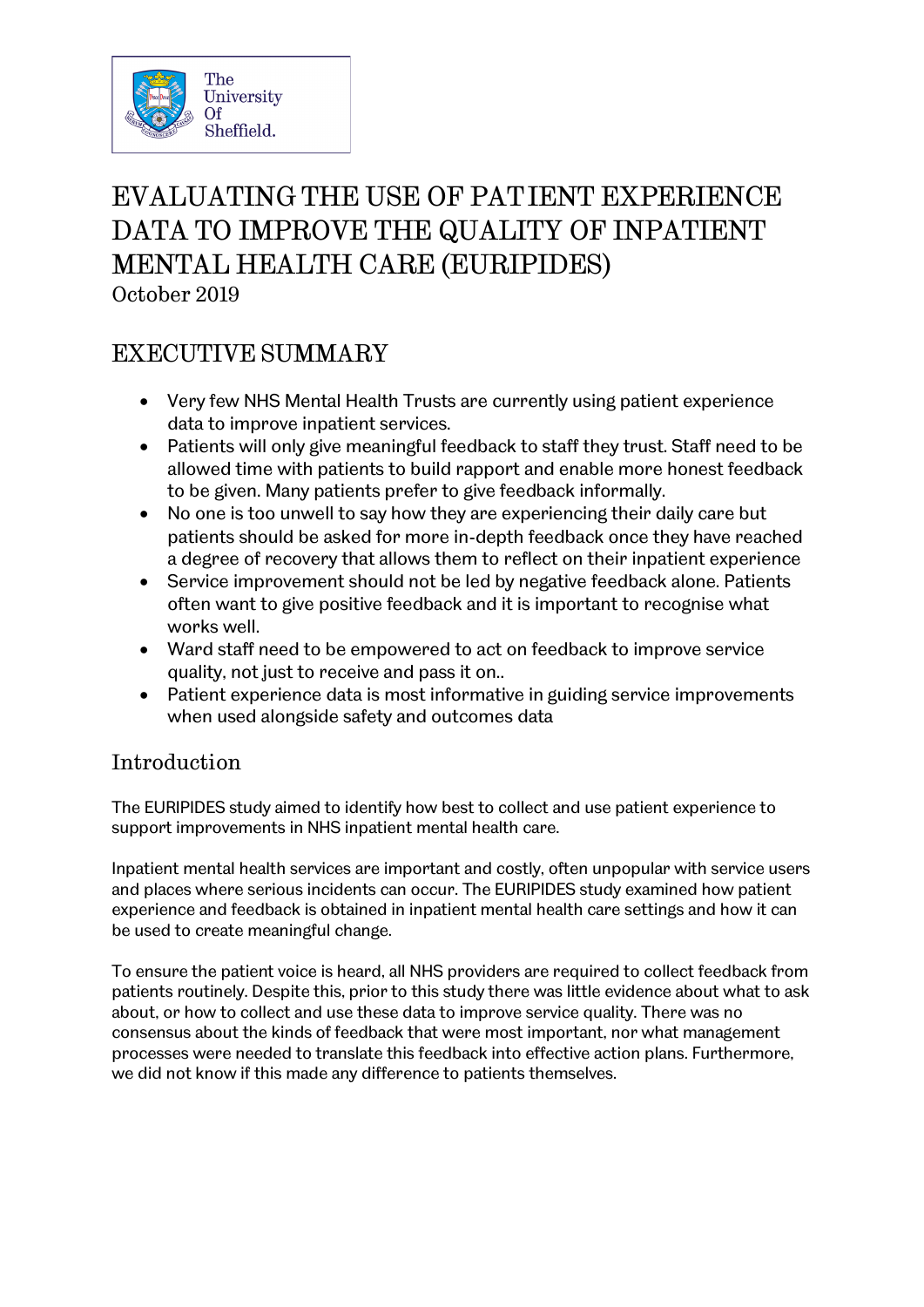# EVALUATING THE USE OF PATIENT EXPERIENCE DATA TO IMPROVE THE QUALITY OF INPATIENT MENTAL HEALTH CARE (EURIPIDES)

October 2019

## EXECUTIVE SUMMARY

- Very few NHS Mental Health Trusts are currently using patient experience data to improve inpatient services.
- Patients will only give meaningful feedback to staff they trust. Staff need to be allowed time with patients to build rapport and enable more honest feedback to be given. Many patients prefer to give feedback informally.
- No one is too unwell to say how they are experiencing their daily care but patients should be asked for more in-depth feedback once they have reached a degree of recovery that allows them to reflect on their inpatient experience
- Service improvement should not be led by negative feedback alone. Patients often want to give positive feedback and it is important to recognise what works well.
- Ward staff need to be empowered to act on feedback to improve service quality, not just to receive and pass it on..
- Patient experience data is most informative in guiding service improvements when used alongside safety and outcomes data

### Introduction

The EURIPIDES study aimed to identify how best to collect and use patient experience to support improvements in NHS inpatient mental health care.

Inpatient mental health services are important and costly, often unpopular with service users and places where serious incidents can occur. The EURIPIDES study examined how patient experience and feedback is obtained in inpatient mental health care settings and how it can be used to create meaningful change.

To ensure the patient voice is heard, all NHS providers are required to collect feedback from patients routinely. Despite this, prior to this study there was little evidence about what to ask about, or how to collect and use these data to improve service quality. There was no consensus about the kinds of feedback that were most important, nor what management processes were needed to translate this feedback into effective action plans. Furthermore, we did not know if this made any difference to patients themselves.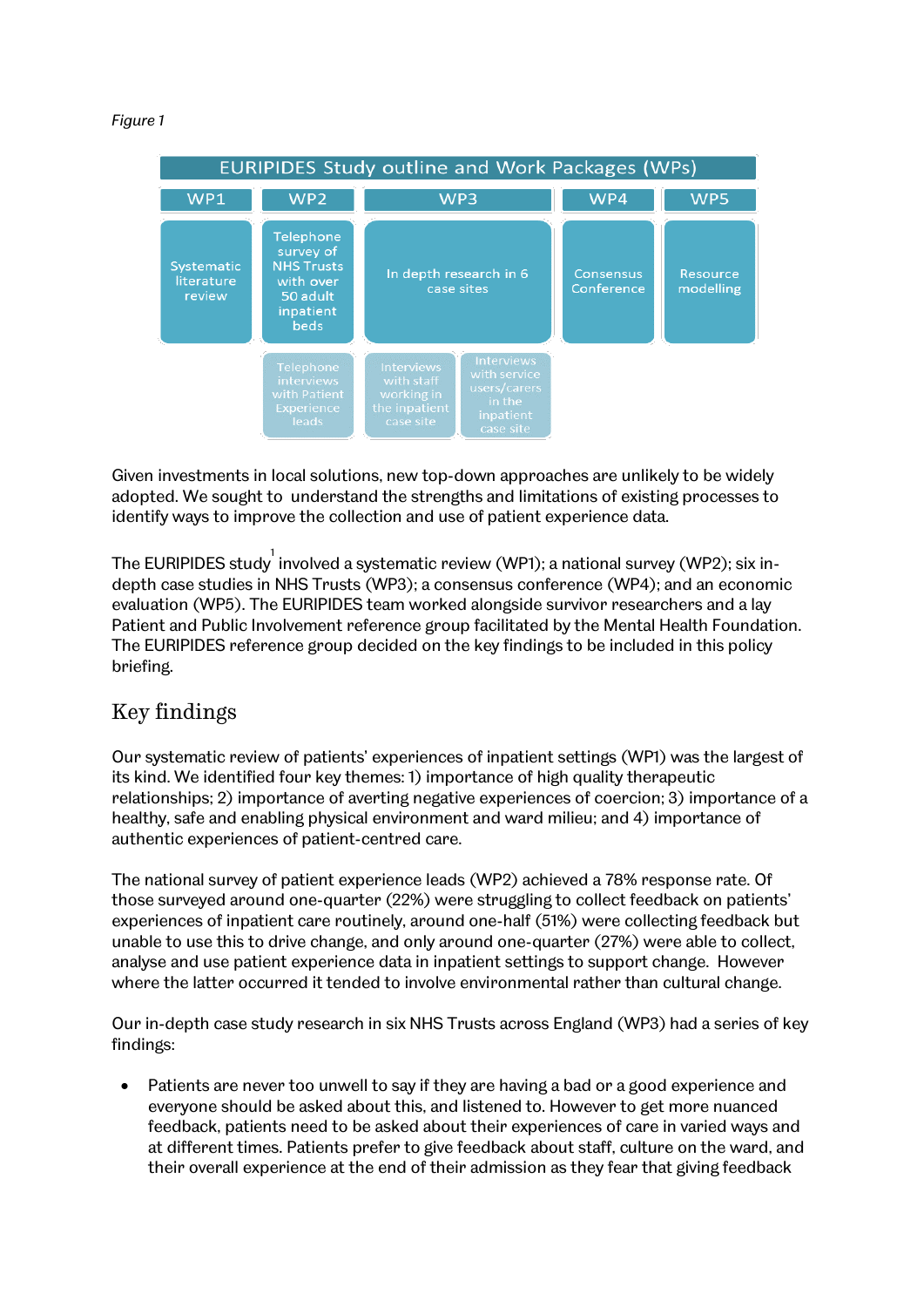*Figure 1*

| EURIPIDES Study outline and Work Packages (WPs) | | | | | |
|---|---|---|---|---|---|
| WP1 | WP2 | WP3 | | WP4 | WP5 |
| Systematic literature review | Telephone survey of NHS Trusts with over 50 adult inpatient beds | In depth research in 6 case sites | | Consensus Conference | Resource modelling |
| | Telephone interviews with Patient Experience leads | Interviews with staff working in the inpatient case site | Interviews with service users/carers in the inpatient case site | | |

Given investments in local solutions, new top-down approaches are unlikely to be widely adopted. We sought to understand the strengths and limitations of existing processes to identify ways to improve the collection and use of patient experience data.

The EURIPIDES study[1] involved a systematic review (WP1); a national survey (WP2); six in-depth case studies in NHS Trusts (WP3); a consensus conference (WP4); and an economic evaluation (WP5). The EURIPIDES team worked alongside survivor researchers and a lay Patient and Public Involvement reference group facilitated by the Mental Health Foundation. The EURIPIDES reference group decided on the key findings to be included in this policy briefing.

## Key findings

Our systematic review of patients' experiences of inpatient settings (WP1) was the largest of its kind. We identified four key themes: 1) importance of high quality therapeutic relationships; 2) importance of averting negative experiences of coercion; 3) importance of a healthy, safe and enabling physical environment and ward milieu; and 4) importance of authentic experiences of patient-centred care.

The national survey of patient experience leads (WP2) achieved a 78% response rate. Of those surveyed around one-quarter (22%) were struggling to collect feedback on patients' experiences of inpatient care routinely, around one-half (51%) were collecting feedback but unable to use this to drive change, and only around one-quarter (27%) were able to collect, analyse and use patient experience data in inpatient settings to support change. However where the latter occurred it tended to involve environmental rather than cultural change.

Our in-depth case study research in six NHS Trusts across England (WP3) had a series of key findings:

- Patients are never too unwell to say if they are having a bad or a good experience and everyone should be asked about this, and listened to. However to get more nuanced feedback, patients need to be asked about their experiences of care in varied ways and at different times. Patients prefer to give feedback about staff, culture on the ward, and their overall experience at the end of their admission as they fear that giving feedback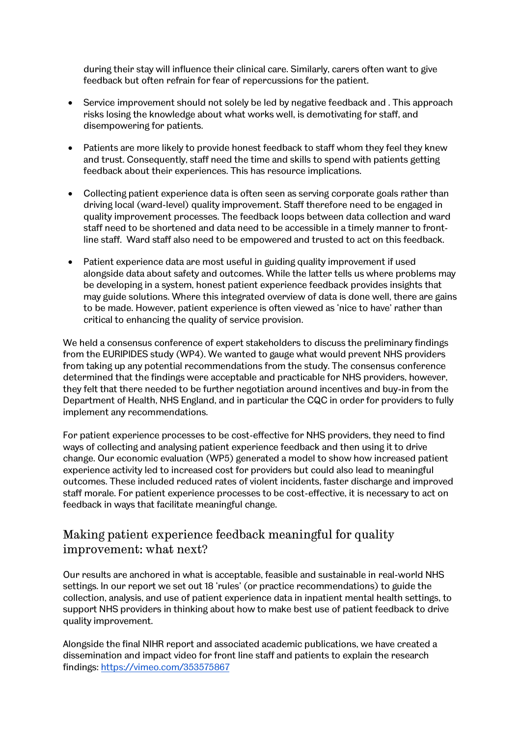during their stay will influence their clinical care. Similarly, carers often want to give feedback but often refrain for fear of repercussions for the patient.

- Service improvement should not solely be led by negative feedback and . This approach risks losing the knowledge about what works well, is demotivating for staff, and disempowering for patients.

- Patients are more likely to provide honest feedback to staff whom they feel they knew and trust. Consequently, staff need the time and skills to spend with patients getting feedback about their experiences. This has resource implications.

- Collecting patient experience data is often seen as serving corporate goals rather than driving local (ward-level) quality improvement. Staff therefore need to be engaged in quality improvement processes. The feedback loops between data collection and ward staff need to be shortened and data need to be accessible in a timely manner to front-line staff. Ward staff also need to be empowered and trusted to act on this feedback.

- Patient experience data are most useful in guiding quality improvement if used alongside data about safety and outcomes. While the latter tells us where problems may be developing in a system, honest patient experience feedback provides insights that may guide solutions. Where this integrated overview of data is done well, there are gains to be made. However, patient experience is often viewed as 'nice to have' rather than critical to enhancing the quality of service provision.

We held a consensus conference of expert stakeholders to discuss the preliminary findings from the EURIPIDES study (WP4). We wanted to gauge what would prevent NHS providers from taking up any potential recommendations from the study. The consensus conference determined that the findings were acceptable and practicable for NHS providers, however, they felt that there needed to be further negotiation around incentives and buy-in from the Department of Health, NHS England, and in particular the CQC in order for providers to fully implement any recommendations.

For patient experience processes to be cost-effective for NHS providers, they need to find ways of collecting and analysing patient experience feedback and then using it to drive change. Our economic evaluation (WP5) generated a model to show how increased patient experience activity led to increased cost for providers but could also lead to meaningful outcomes. These included reduced rates of violent incidents, faster discharge and improved staff morale. For patient experience processes to be cost-effective, it is necessary to act on feedback in ways that facilitate meaningful change.

## Making patient experience feedback meaningful for quality improvement: what next?

Our results are anchored in what is acceptable, feasible and sustainable in real-world NHS settings. In our report we set out 18 'rules' (or practice recommendations) to guide the collection, analysis, and use of patient experience data in inpatient mental health settings, to support NHS providers in thinking about how to make best use of patient feedback to drive quality improvement.

Alongside the final NIHR report and associated academic publications, we have created a dissemination and impact video for front line staff and patients to explain the research findings: [https://vimeo.com/353575867](https://vimeo.com/353575867)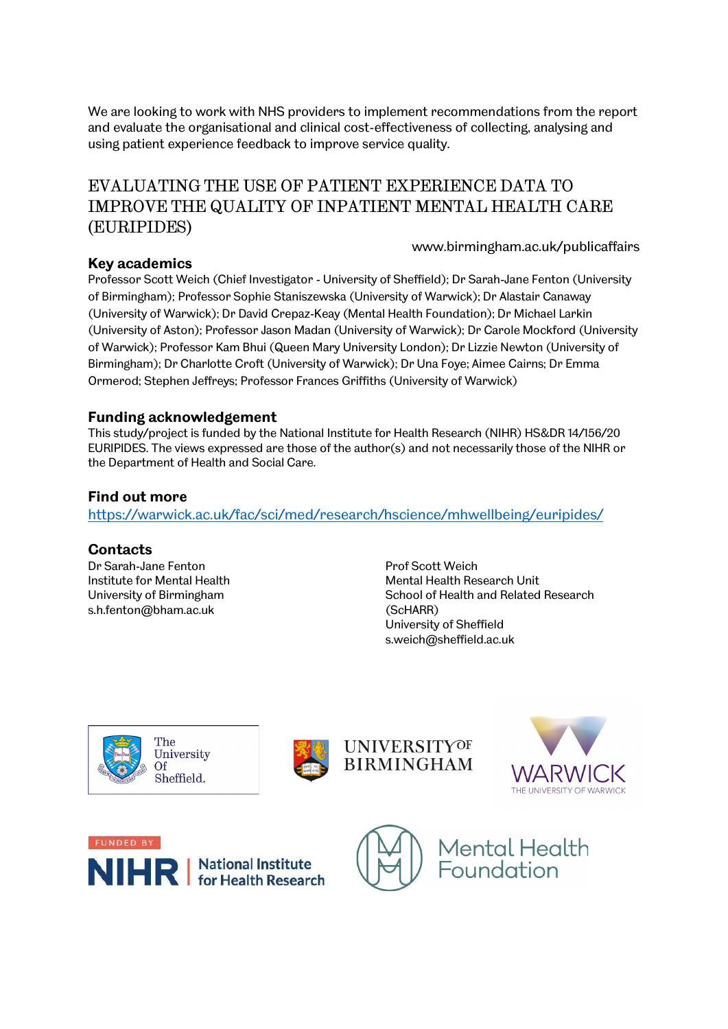We are looking to work with NHS providers to implement recommendations from the report and evaluate the organisational and clinical cost-effectiveness of collecting, analysing and using patient experience feedback to improve service quality.

## EVALUATING THE USE OF PATIENT EXPERIENCE DATA TO IMPROVE THE QUALITY OF INPATIENT MENTAL HEALTH CARE (EURIPIDES)

www.birmingham.ac.uk/publicaffairs

### Key academics

Professor Scott Weich (Chief Investigator - University of Sheffield); Dr Sarah-Jane Fenton (University of Birmingham); Professor Sophie Staniszewska (University of Warwick); Dr Alastair Canaway (University of Warwick); Dr David Crepaz-Keay (Mental Health Foundation); Dr Michael Larkin (University of Aston); Professor Jason Madan (University of Warwick); Dr Carole Mockford (University of Warwick); Professor Kam Bhui (Queen Mary University London); Dr Lizzie Newton (University of Birmingham); Dr Charlotte Croft (University of Warwick); Dr Una Foye; Aimee Cairns; Dr Emma Ormerod; Stephen Jeffreys; Professor Frances Griffiths (University of Warwick)

### Funding acknowledgement

This study/project is funded by the National Institute for Health Research (NIHR) HS&DR 14/156/20 EURIPIDES. The views expressed are those of the author(s) and not necessarily those of the NIHR or the Department of Health and Social Care.

### Find out more

https://warwick.ac.uk/fac/sci/med/research/hscience/mhwellbeing/euripides/

### Contacts

Dr Sarah-Jane Fenton
Institute for Mental Health
University of Birmingham
s.h.fenton@bham.ac.uk

Prof Scott Weich
Mental Health Research Unit
School of Health and Related Research (ScHARR)
University of Sheffield
s.weich@sheffield.ac.uk